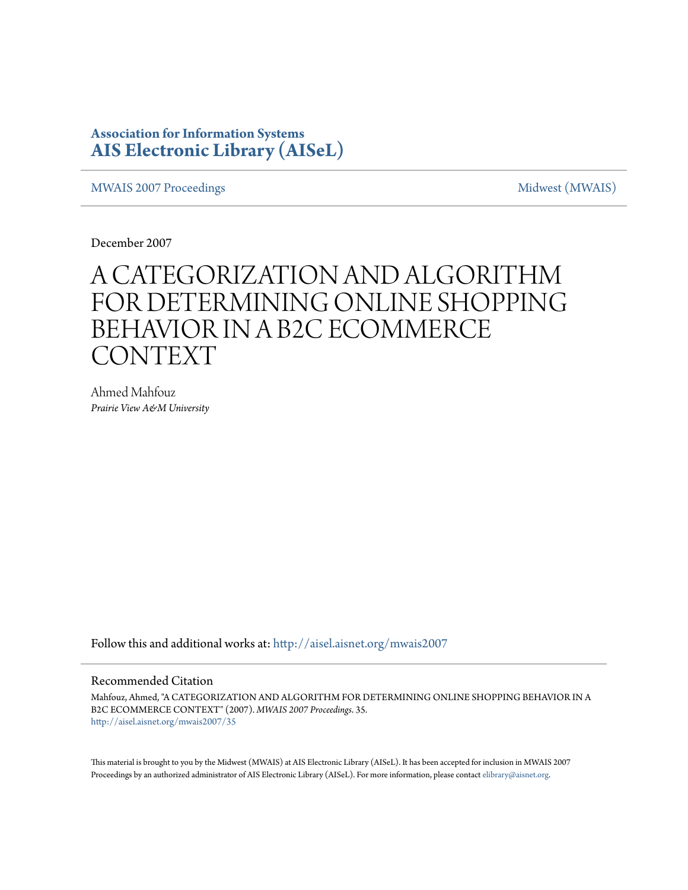**Association for Information Systems**
**AIS Electronic Library (AISeL)**

MWAIS 2007 Proceedings | Midwest (MWAIS)

December 2007

# A CATEGORIZATION AND ALGORITHM FOR DETERMINING ONLINE SHOPPING BEHAVIOR IN A B2C ECOMMERCE CONTEXT

Ahmed Mahfouz
*Prairie View A&M University*

Follow this and additional works at: http://aisel.aisnet.org/mwais2007

## Recommended Citation

Mahfouz, Ahmed, "A CATEGORIZATION AND ALGORITHM FOR DETERMINING ONLINE SHOPPING BEHAVIOR IN A B2C ECOMMERCE CONTEXT" (2007). *MWAIS 2007 Proceedings*. 35.
http://aisel.aisnet.org/mwais2007/35

This material is brought to you by the Midwest (MWAIS) at AIS Electronic Library (AISeL). It has been accepted for inclusion in MWAIS 2007 Proceedings by an authorized administrator of AIS Electronic Library (AISeL). For more information, please contact elibrary@aisnet.org.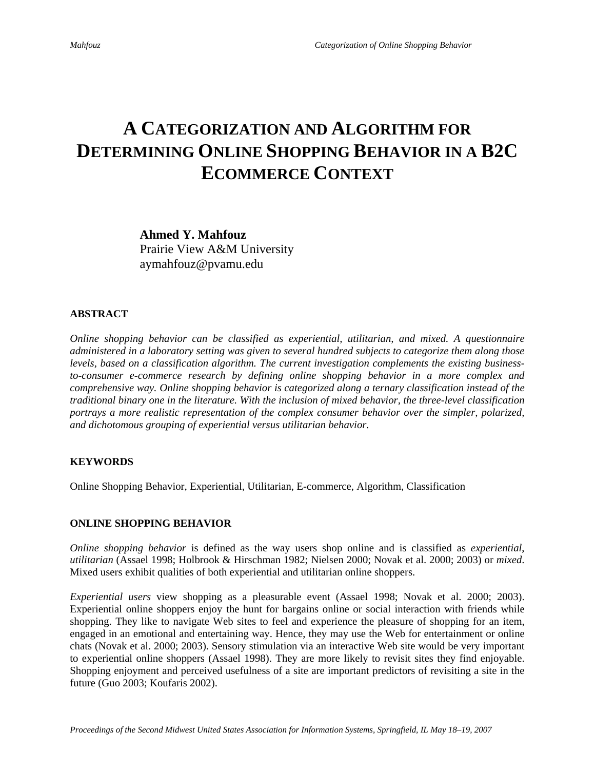# A CATEGORIZATION AND ALGORITHM FOR DETERMINING ONLINE SHOPPING BEHAVIOR IN A B2C ECOMMERCE CONTEXT

**Ahmed Y. Mahfouz**
Prairie View A&M University
aymahfouz@pvamu.edu

## ABSTRACT

*Online shopping behavior can be classified as experiential, utilitarian, and mixed. A questionnaire administered in a laboratory setting was given to several hundred subjects to categorize them along those levels, based on a classification algorithm. The current investigation complements the existing business-to-consumer e-commerce research by defining online shopping behavior in a more complex and comprehensive way. Online shopping behavior is categorized along a ternary classification instead of the traditional binary one in the literature. With the inclusion of mixed behavior, the three-level classification portrays a more realistic representation of the complex consumer behavior over the simpler, polarized, and dichotomous grouping of experiential versus utilitarian behavior.*

## KEYWORDS

Online Shopping Behavior, Experiential, Utilitarian, E-commerce, Algorithm, Classification

## ONLINE SHOPPING BEHAVIOR

*Online shopping behavior* is defined as the way users shop online and is classified as *experiential*, *utilitarian* (Assael 1998; Holbrook & Hirschman 1982; Nielsen 2000; Novak et al. 2000; 2003) or *mixed*. Mixed users exhibit qualities of both experiential and utilitarian online shoppers.

*Experiential users* view shopping as a pleasurable event (Assael 1998; Novak et al. 2000; 2003). Experiential online shoppers enjoy the hunt for bargains online or social interaction with friends while shopping. They like to navigate Web sites to feel and experience the pleasure of shopping for an item, engaged in an emotional and entertaining way. Hence, they may use the Web for entertainment or online chats (Novak et al. 2000; 2003). Sensory stimulation via an interactive Web site would be very important to experiential online shoppers (Assael 1998). They are more likely to revisit sites they find enjoyable. Shopping enjoyment and perceived usefulness of a site are important predictors of revisiting a site in the future (Guo 2003; Koufaris 2002).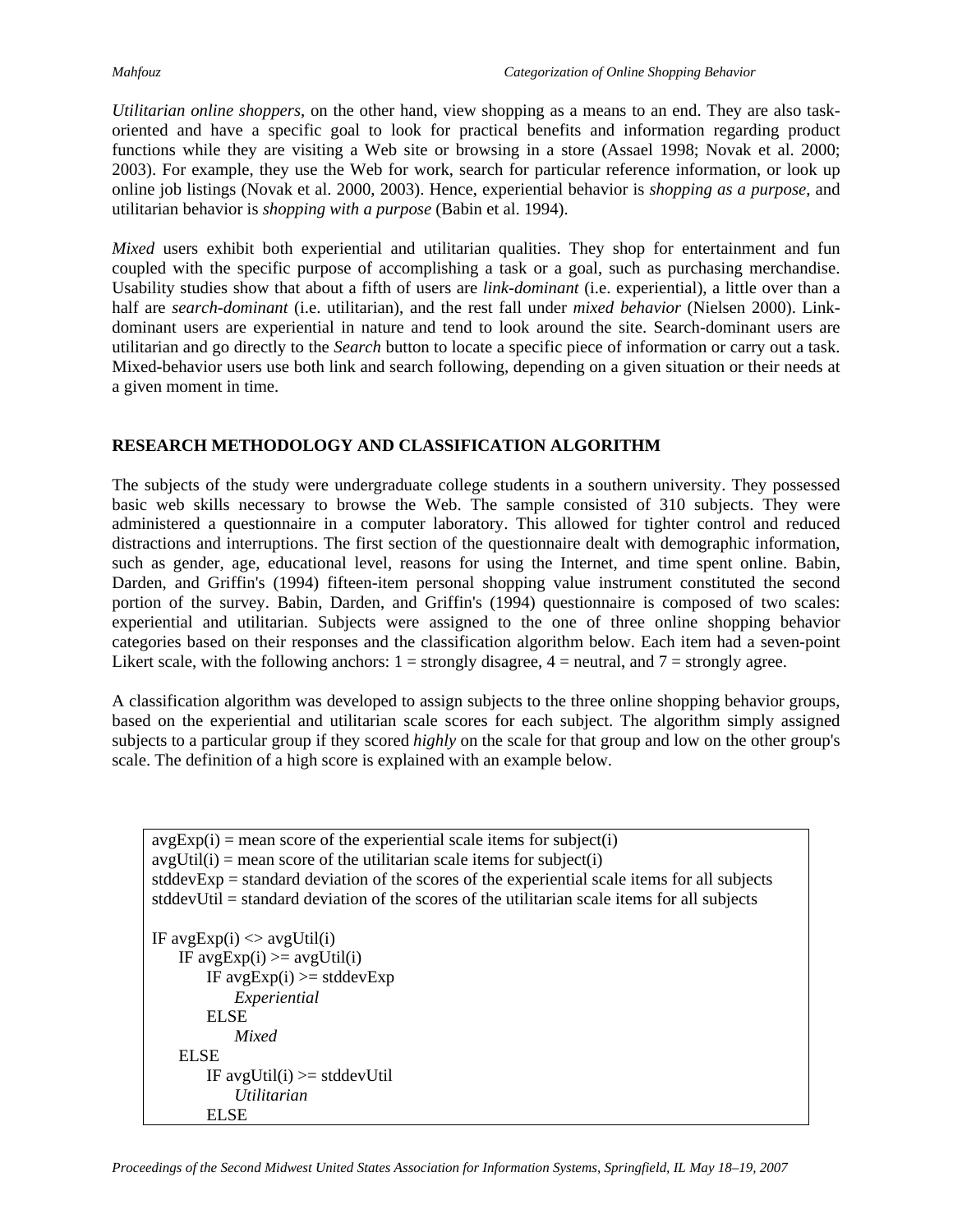*Utilitarian online shoppers*, on the other hand, view shopping as a means to an end. They are also task-oriented and have a specific goal to look for practical benefits and information regarding product functions while they are visiting a Web site or browsing in a store (Assael 1998; Novak et al. 2000; 2003). For example, they use the Web for work, search for particular reference information, or look up online job listings (Novak et al. 2000, 2003). Hence, experiential behavior is *shopping as a purpose*, and utilitarian behavior is *shopping with a purpose* (Babin et al. 1994).

*Mixed* users exhibit both experiential and utilitarian qualities. They shop for entertainment and fun coupled with the specific purpose of accomplishing a task or a goal, such as purchasing merchandise. Usability studies show that about a fifth of users are *link-dominant* (i.e. experiential), a little over than a half are *search-dominant* (i.e. utilitarian), and the rest fall under *mixed behavior* (Nielsen 2000). Link-dominant users are experiential in nature and tend to look around the site. Search-dominant users are utilitarian and go directly to the *Search* button to locate a specific piece of information or carry out a task. Mixed-behavior users use both link and search following, depending on a given situation or their needs at a given moment in time.

## RESEARCH METHODOLOGY AND CLASSIFICATION ALGORITHM

The subjects of the study were undergraduate college students in a southern university. They possessed basic web skills necessary to browse the Web. The sample consisted of 310 subjects. They were administered a questionnaire in a computer laboratory. This allowed for tighter control and reduced distractions and interruptions. The first section of the questionnaire dealt with demographic information, such as gender, age, educational level, reasons for using the Internet, and time spent online. Babin, Darden, and Griffin's (1994) fifteen-item personal shopping value instrument constituted the second portion of the survey. Babin, Darden, and Griffin's (1994) questionnaire is composed of two scales: experiential and utilitarian. Subjects were assigned to the one of three online shopping behavior categories based on their responses and the classification algorithm below. Each item had a seven-point Likert scale, with the following anchors: 1 = strongly disagree, 4 = neutral, and 7 = strongly agree.

A classification algorithm was developed to assign subjects to the three online shopping behavior groups, based on the experiential and utilitarian scale scores for each subject. The algorithm simply assigned subjects to a particular group if they scored *highly* on the scale for that group and low on the other group's scale. The definition of a high score is explained with an example below.

```
avgExp(i) = mean score of the experiential scale items for subject(i)
avgUtil(i) = mean score of the utilitarian scale items for subject(i)
stddevExp = standard deviation of the scores of the experiential scale items for all subjects
stddevUtil = standard deviation of the scores of the utilitarian scale items for all subjects

IF avgExp(i) <> avgUtil(i)
    IF avgExp(i) >= avgUtil(i)
        IF avgExp(i) >= stddevExp
            Experiential
        ELSE
            Mixed
    ELSE
        IF avgUtil(i) >= stddevUtil
            Utilitarian
        ELSE
```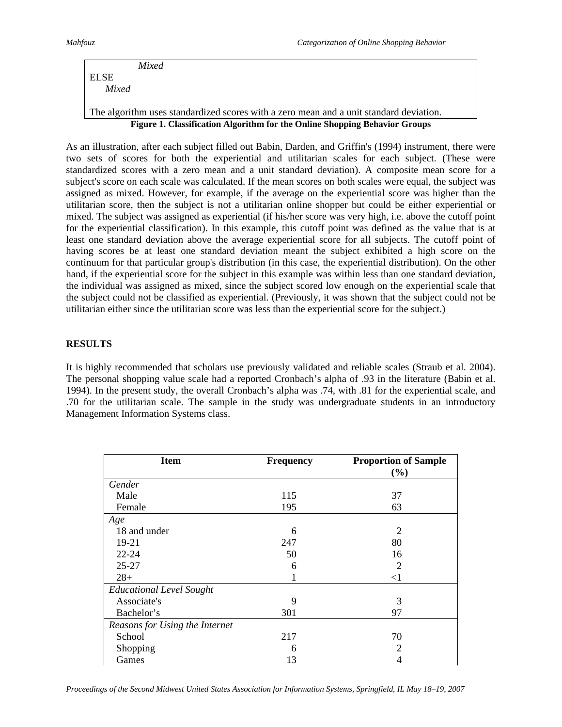```
            Mixed
ELSE
      Mixed

The algorithm uses standardized scores with a zero mean and a unit standard deviation.
```

**Figure 1. Classification Algorithm for the Online Shopping Behavior Groups**

As an illustration, after each subject filled out Babin, Darden, and Griffin's (1994) instrument, there were two sets of scores for both the experiential and utilitarian scales for each subject. (These were standardized scores with a zero mean and a unit standard deviation). A composite mean score for a subject's score on each scale was calculated. If the mean scores on both scales were equal, the subject was assigned as mixed. However, for example, if the average on the experiential score was higher than the utilitarian score, then the subject is not a utilitarian online shopper but could be either experiential or mixed. The subject was assigned as experiential (if his/her score was very high, i.e. above the cutoff point for the experiential classification). In this example, this cutoff point was defined as the value that is at least one standard deviation above the average experiential score for all subjects. The cutoff point of having scores be at least one standard deviation meant the subject exhibited a high score on the continuum for that particular group's distribution (in this case, the experiential distribution). On the other hand, if the experiential score for the subject in this example was within less than one standard deviation, the individual was assigned as mixed, since the subject scored low enough on the experiential scale that the subject could not be classified as experiential. (Previously, it was shown that the subject could not be utilitarian either since the utilitarian score was less than the experiential score for the subject.)

## RESULTS

It is highly recommended that scholars use previously validated and reliable scales (Straub et al. 2004). The personal shopping value scale had a reported Cronbach's alpha of .93 in the literature (Babin et al. 1994). In the present study, the overall Cronbach's alpha was .74, with .81 for the experiential scale, and .70 for the utilitarian scale. The sample in the study was undergraduate students in an introductory Management Information Systems class.

| Item | Frequency | Proportion of Sample (%) |
|---|---|---|
| *Gender* | | |
| Male | 115 | 37 |
| Female | 195 | 63 |
| *Age* | | |
| 18 and under | 6 | 2 |
| 19-21 | 247 | 80 |
| 22-24 | 50 | 16 |
| 25-27 | 6 | 2 |
| 28+ | 1 | <1 |
| *Educational Level Sought* | | |
| Associate's | 9 | 3 |
| Bachelor's | 301 | 97 |
| *Reasons for Using the Internet* | | |
| School | 217 | 70 |
| Shopping | 6 | 2 |
| Games | 13 | 4 |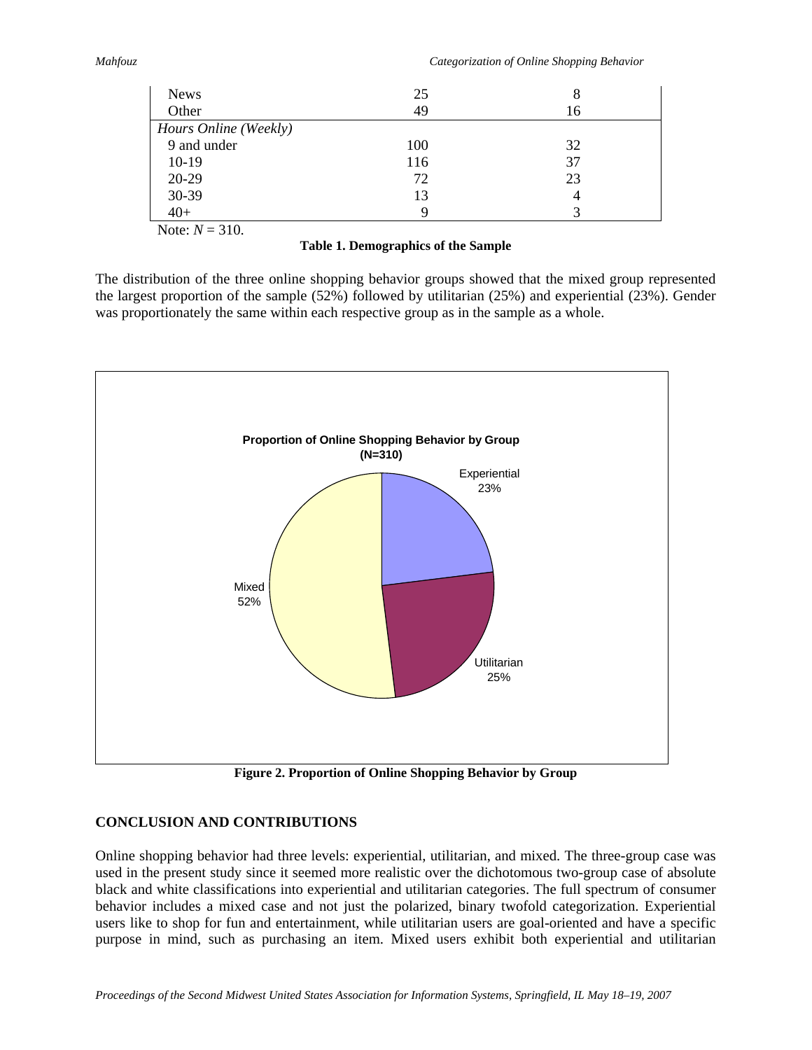| | | |
|---|---|---|
| News | 25 | 8 |
| Other | 49 | 16 |
| *Hours Online (Weekly)* | | |
| 9 and under | 100 | 32 |
| 10-19 | 116 | 37 |
| 20-29 | 72 | 23 |
| 30-39 | 13 | 4 |
| 40+ | 9 | 3 |

Note: $N$ = 310.

**Table 1. Demographics of the Sample**

The distribution of the three online shopping behavior groups showed that the mixed group represented the largest proportion of the sample (52%) followed by utilitarian (25%) and experiential (23%). Gender was proportionately the same within each respective group as in the sample as a whole.

**Proportion of Online Shopping Behavior by Group (N=310)**

| Group | Proportion |
|---|---|
| Experiential | 23% |
| Utilitarian | 25% |
| Mixed | 52% |

**Figure 2. Proportion of Online Shopping Behavior by Group**

## CONCLUSION AND CONTRIBUTIONS

Online shopping behavior had three levels: experiential, utilitarian, and mixed. The three-group case was used in the present study since it seemed more realistic over the dichotomous two-group case of absolute black and white classifications into experiential and utilitarian categories. The full spectrum of consumer behavior includes a mixed case and not just the polarized, binary twofold categorization. Experiential users like to shop for fun and entertainment, while utilitarian users are goal-oriented and have a specific purpose in mind, such as purchasing an item. Mixed users exhibit both experiential and utilitarian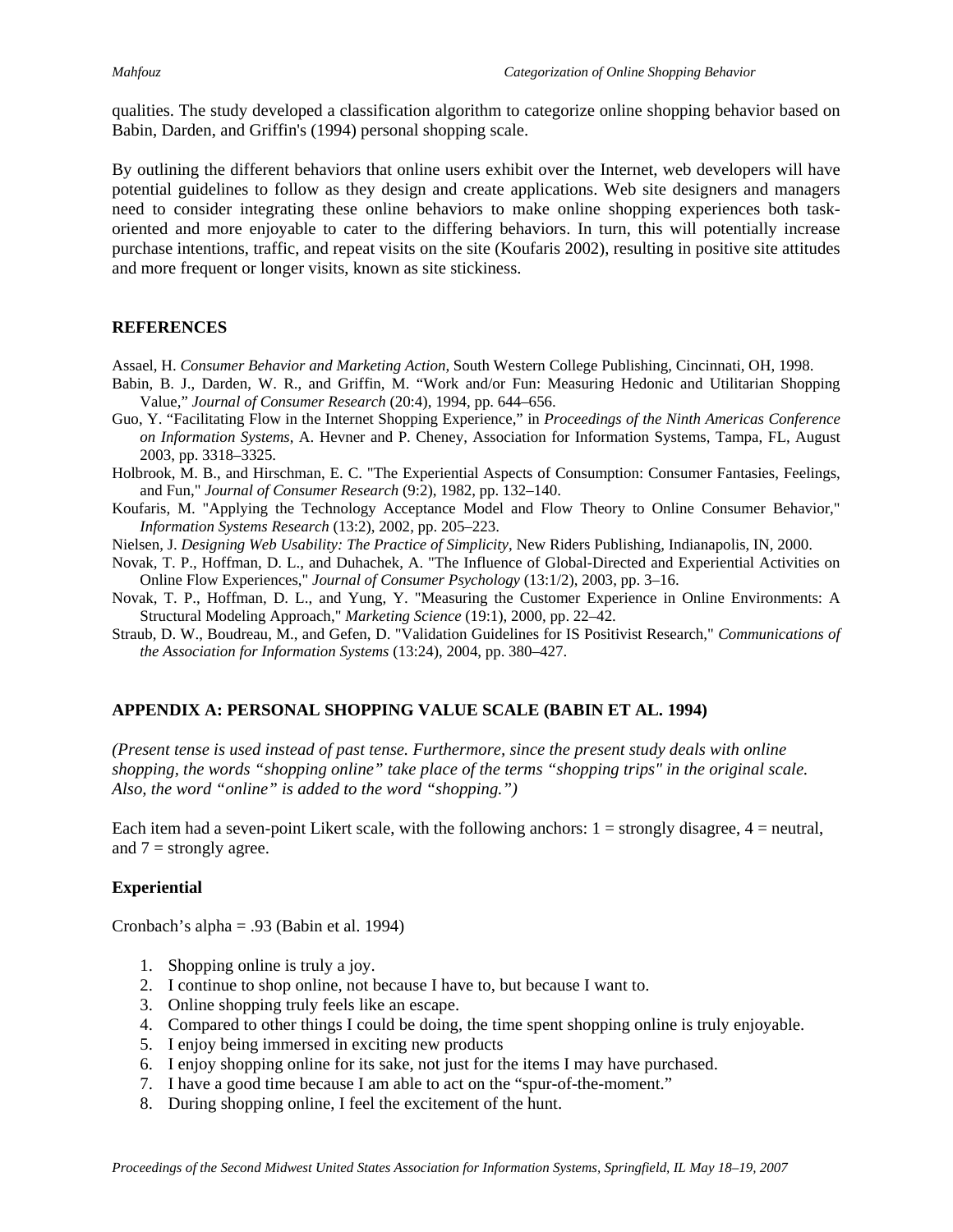qualities. The study developed a classification algorithm to categorize online shopping behavior based on Babin, Darden, and Griffin's (1994) personal shopping scale.

By outlining the different behaviors that online users exhibit over the Internet, web developers will have potential guidelines to follow as they design and create applications. Web site designers and managers need to consider integrating these online behaviors to make online shopping experiences both task-oriented and more enjoyable to cater to the differing behaviors. In turn, this will potentially increase purchase intentions, traffic, and repeat visits on the site (Koufaris 2002), resulting in positive site attitudes and more frequent or longer visits, known as site stickiness.

## REFERENCES

Assael, H. *Consumer Behavior and Marketing Action*, South Western College Publishing, Cincinnati, OH, 1998.

Babin, B. J., Darden, W. R., and Griffin, M. "Work and/or Fun: Measuring Hedonic and Utilitarian Shopping Value," *Journal of Consumer Research* (20:4), 1994, pp. 644–656.

Guo, Y. "Facilitating Flow in the Internet Shopping Experience," in *Proceedings of the Ninth Americas Conference on Information Systems*, A. Hevner and P. Cheney, Association for Information Systems, Tampa, FL, August 2003, pp. 3318–3325.

Holbrook, M. B., and Hirschman, E. C. "The Experiential Aspects of Consumption: Consumer Fantasies, Feelings, and Fun," *Journal of Consumer Research* (9:2), 1982, pp. 132–140.

Koufaris, M. "Applying the Technology Acceptance Model and Flow Theory to Online Consumer Behavior," *Information Systems Research* (13:2), 2002, pp. 205–223.

Nielsen, J. *Designing Web Usability: The Practice of Simplicity*, New Riders Publishing, Indianapolis, IN, 2000.

Novak, T. P., Hoffman, D. L., and Duhachek, A. "The Influence of Global-Directed and Experiential Activities on Online Flow Experiences," *Journal of Consumer Psychology* (13:1/2), 2003, pp. 3–16.

Novak, T. P., Hoffman, D. L., and Yung, Y. "Measuring the Customer Experience in Online Environments: A Structural Modeling Approach," *Marketing Science* (19:1), 2000, pp. 22–42.

Straub, D. W., Boudreau, M., and Gefen, D. "Validation Guidelines for IS Positivist Research," *Communications of the Association for Information Systems* (13:24), 2004, pp. 380–427.

## APPENDIX A: PERSONAL SHOPPING VALUE SCALE (BABIN ET AL. 1994)

*(Present tense is used instead of past tense. Furthermore, since the present study deals with online shopping, the words "shopping online" take place of the terms "shopping trips" in the original scale. Also, the word "online" is added to the word "shopping.")*

Each item had a seven-point Likert scale, with the following anchors: 1 = strongly disagree, 4 = neutral, and 7 = strongly agree.

### Experiential

Cronbach's alpha = .93 (Babin et al. 1994)

1. Shopping online is truly a joy.
2. I continue to shop online, not because I have to, but because I want to.
3. Online shopping truly feels like an escape.
4. Compared to other things I could be doing, the time spent shopping online is truly enjoyable.
5. I enjoy being immersed in exciting new products
6. I enjoy shopping online for its sake, not just for the items I may have purchased.
7. I have a good time because I am able to act on the "spur-of-the-moment."
8. During shopping online, I feel the excitement of the hunt.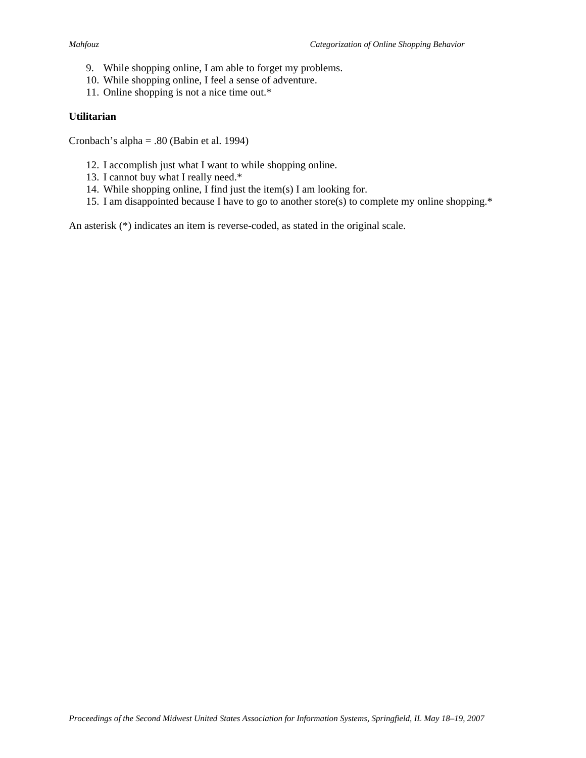9. While shopping online, I am able to forget my problems.
10. While shopping online, I feel a sense of adventure.
11. Online shopping is not a nice time out.*

**Utilitarian**

Cronbach's alpha = .80 (Babin et al. 1994)

12. I accomplish just what I want to while shopping online.
13. I cannot buy what I really need.*
14. While shopping online, I find just the item(s) I am looking for.
15. I am disappointed because I have to go to another store(s) to complete my online shopping.*

An asterisk (*) indicates an item is reverse-coded, as stated in the original scale.